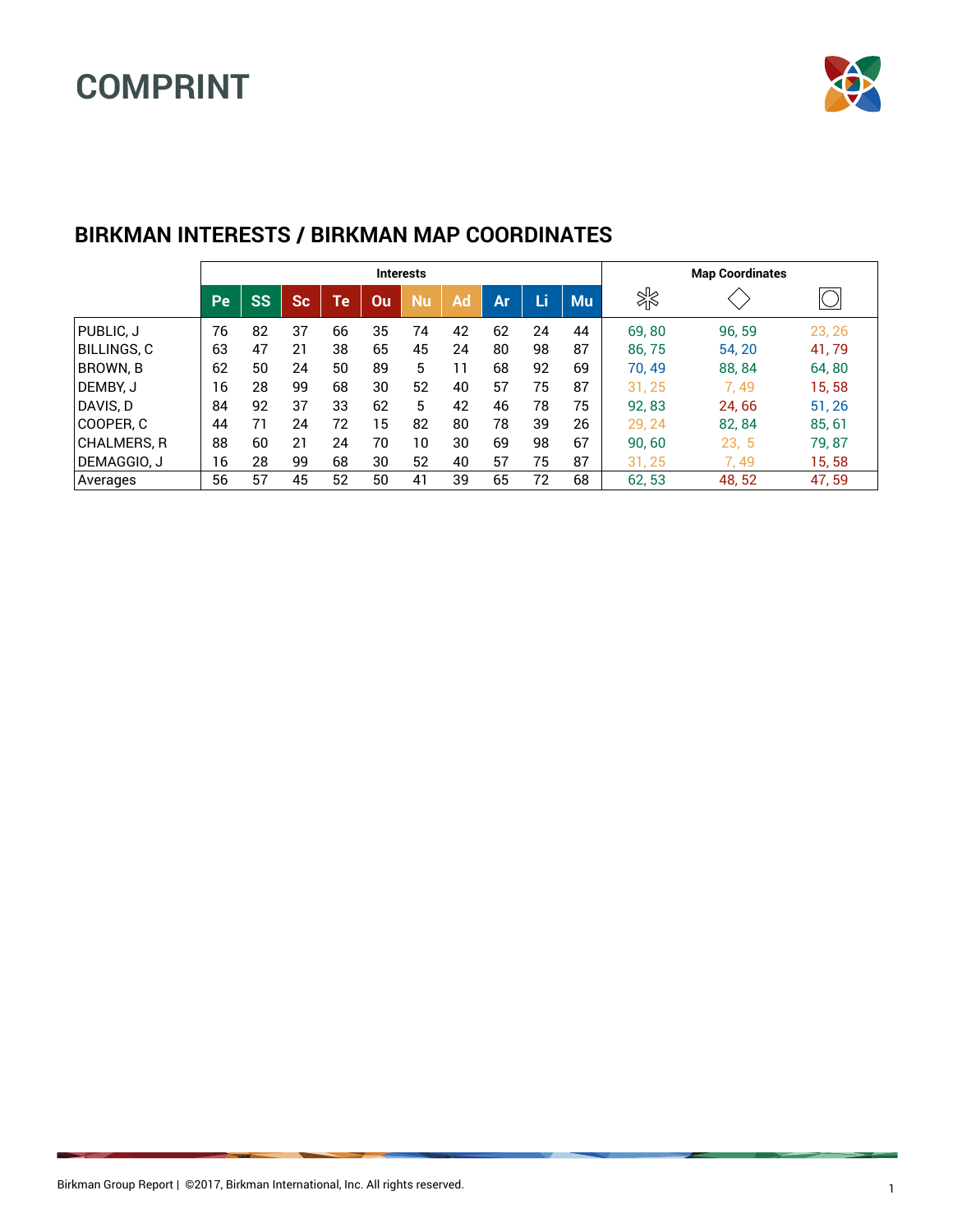# COMPRINT

## BIRKMAN INTERESTS / BIRKMAN MAP COORDINATES

| | Interests | | | | | | | | | | Map Coordinates | | |
|---|---|---|---|---|---|---|---|---|---|---|---|---|---|
| | Pe | SS | Sc | Te | Ou | Nu | Ad | Ar | Li | Mu | ✻ | ◇ | ○ |
| PUBLIC, J | 76 | 82 | 37 | 66 | 35 | 74 | 42 | 62 | 24 | 44 | 69, 80 | 96, 59 | 23, 26 |
| BILLINGS, C | 63 | 47 | 21 | 38 | 65 | 45 | 24 | 80 | 98 | 87 | 86, 75 | 54, 20 | 41, 79 |
| BROWN, B | 62 | 50 | 24 | 50 | 89 | 5 | 11 | 68 | 92 | 69 | 70, 49 | 88, 84 | 64, 80 |
| DEMBY, J | 16 | 28 | 99 | 68 | 30 | 52 | 40 | 57 | 75 | 87 | 31, 25 | 7, 49 | 15, 58 |
| DAVIS, D | 84 | 92 | 37 | 33 | 62 | 5 | 42 | 46 | 78 | 75 | 92, 83 | 24, 66 | 51, 26 |
| COOPER, C | 44 | 71 | 24 | 72 | 15 | 82 | 80 | 78 | 39 | 26 | 29, 24 | 82, 84 | 85, 61 |
| CHALMERS, R | 88 | 60 | 21 | 24 | 70 | 10 | 30 | 69 | 98 | 67 | 90, 60 | 23, 5 | 79, 87 |
| DEMAGGIO, J | 16 | 28 | 99 | 68 | 30 | 52 | 40 | 57 | 75 | 87 | 31, 25 | 7, 49 | 15, 58 |
| Averages | 56 | 57 | 45 | 52 | 50 | 41 | 39 | 65 | 72 | 68 | 62, 53 | 48, 52 | 47, 59 |

Birkman Group Report | ©2017, Birkman International, Inc. All rights reserved.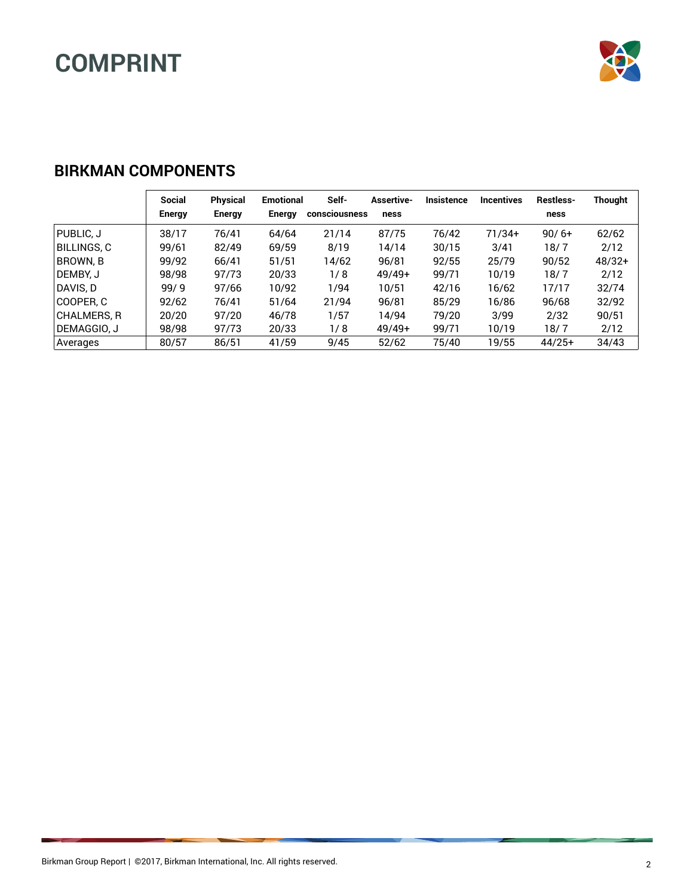# COMPRINT

## BIRKMAN COMPONENTS

| | Social Energy | Physical Energy | Emotional Energy | Self-consciousness | Assertive-ness | Insistence | Incentives | Restless-ness | Thought |
|---|---|---|---|---|---|---|---|---|---|
| PUBLIC, J | 38/17 | 76/41 | 64/64 | 21/14 | 87/75 | 76/42 | 71/34+ | 90/ 6+ | 62/62 |
| BILLINGS, C | 99/61 | 82/49 | 69/59 | 8/19 | 14/14 | 30/15 | 3/41 | 18/ 7 | 2/12 |
| BROWN, B | 99/92 | 66/41 | 51/51 | 14/62 | 96/81 | 92/55 | 25/79 | 90/52 | 48/32+ |
| DEMBY, J | 98/98 | 97/73 | 20/33 | 1/ 8 | 49/49+ | 99/71 | 10/19 | 18/ 7 | 2/12 |
| DAVIS, D | 99/ 9 | 97/66 | 10/92 | 1/94 | 10/51 | 42/16 | 16/62 | 17/17 | 32/74 |
| COOPER, C | 92/62 | 76/41 | 51/64 | 21/94 | 96/81 | 85/29 | 16/86 | 96/68 | 32/92 |
| CHALMERS, R | 20/20 | 97/20 | 46/78 | 1/57 | 14/94 | 79/20 | 3/99 | 2/32 | 90/51 |
| DEMAGGIO, J | 98/98 | 97/73 | 20/33 | 1/ 8 | 49/49+ | 99/71 | 10/19 | 18/ 7 | 2/12 |
| Averages | 80/57 | 86/51 | 41/59 | 9/45 | 52/62 | 75/40 | 19/55 | 44/25+ | 34/43 |

Birkman Group Report | ©2017, Birkman International, Inc. All rights reserved.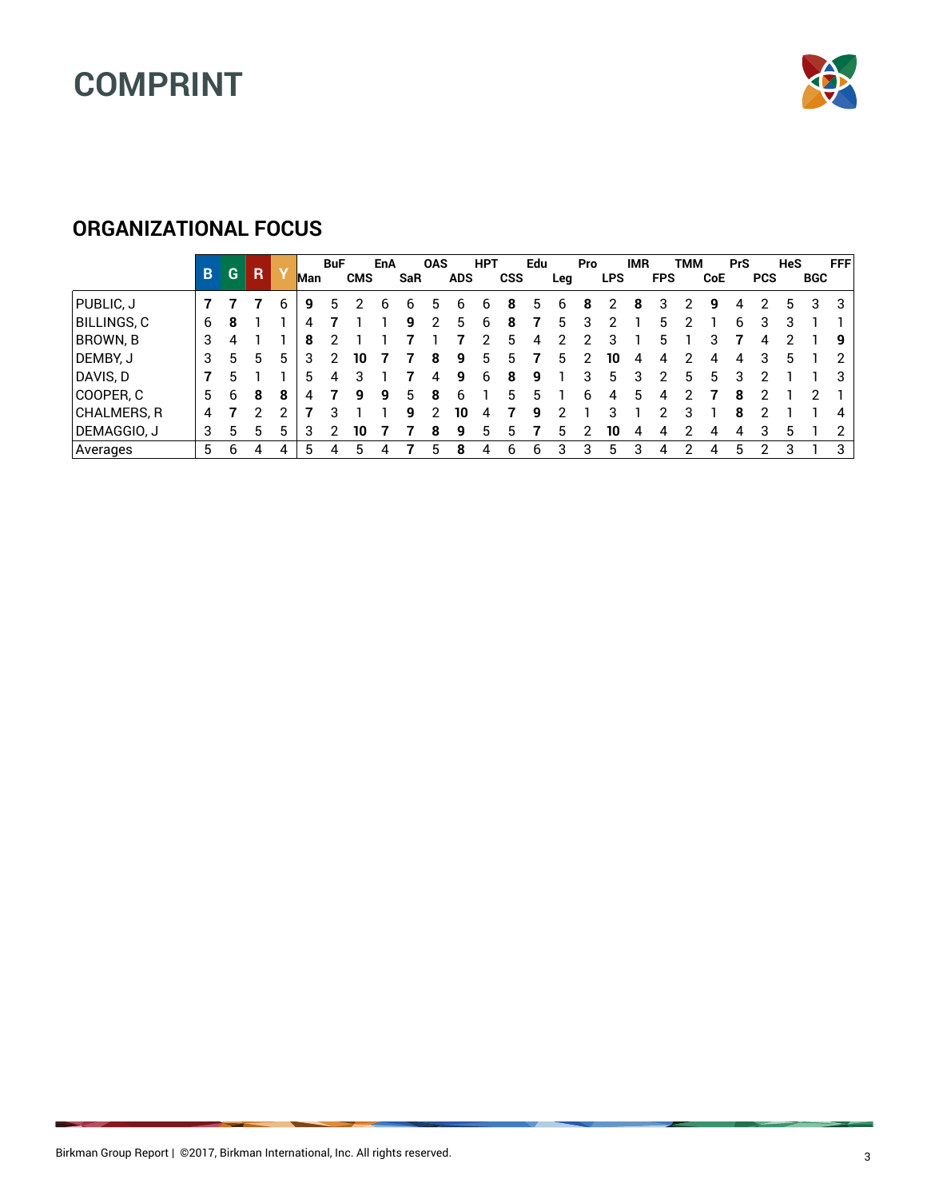# COMPRINT

## ORGANIZATIONAL FOCUS

| | B | G | R | Y | Man | BuF | CMS | EnA | SaR | OAS | ADS | HPT | CSS | Edu | Leg | Pro | LPS | IMR | FPS | TMM | CoE | PrS | PCS | HeS | BGC | FFF |
|---|---|---|---|---|---|---|---|---|---|---|---|---|---|---|---|---|---|---|---|---|---|---|---|---|---|---|
| PUBLIC, J | **7** | **7** | **7** | 6 | **9** | 5 | 2 | 6 | 6 | 5 | 6 | 6 | **8** | 5 | 6 | **8** | 2 | **8** | 3 | 2 | **9** | 4 | 2 | 5 | 3 | 3 |
| BILLINGS, C | 6 | **8** | 1 | 1 | 4 | **7** | 1 | 1 | **9** | 2 | 5 | 6 | **8** | **7** | 5 | 3 | 2 | 1 | 5 | 2 | 1 | 6 | 3 | 3 | 1 | 1 |
| BROWN, B | 3 | 4 | 1 | 1 | **8** | 2 | 1 | 1 | **7** | 1 | **7** | 2 | 5 | 4 | 2 | 2 | 3 | 1 | 5 | 1 | 3 | **7** | 4 | 2 | 1 | **9** |
| DEMBY, J | 3 | 5 | 5 | 5 | 3 | 2 | **10** | **7** | **7** | **8** | **9** | 5 | 5 | **7** | 5 | 2 | **10** | 4 | 4 | 2 | 4 | 4 | 3 | 5 | 1 | 2 |
| DAVIS, D | **7** | 5 | 1 | 1 | 5 | 4 | 3 | 1 | **7** | 4 | **9** | 6 | **8** | **9** | 1 | 3 | 5 | 3 | 2 | 5 | 5 | 3 | 2 | 1 | 1 | 3 |
| COOPER, C | 5 | 6 | **8** | **8** | 4 | **7** | **9** | **9** | 5 | **8** | 6 | 1 | 5 | 5 | 1 | 6 | 4 | 5 | 4 | 2 | **7** | **8** | 2 | 1 | 2 | 1 |
| CHALMERS, R | 4 | **7** | 2 | 2 | **7** | 3 | 1 | 1 | **9** | 2 | **10** | 4 | **7** | **9** | 2 | 1 | 3 | 1 | 2 | 3 | 1 | **8** | 2 | 1 | 1 | 4 |
| DEMAGGIO, J | 3 | 5 | 5 | 5 | 3 | 2 | **10** | **7** | **7** | **8** | **9** | 5 | 5 | **7** | 5 | 2 | **10** | 4 | 4 | 2 | 4 | 4 | 3 | 5 | 1 | 2 |
| Averages | 5 | 6 | 4 | 4 | 5 | 4 | 5 | 4 | **7** | 5 | **8** | 4 | 6 | 6 | 3 | 3 | 5 | 3 | 4 | 2 | 4 | 5 | 2 | 3 | 1 | 3 |

Birkman Group Report | ©2017, Birkman International, Inc. All rights reserved.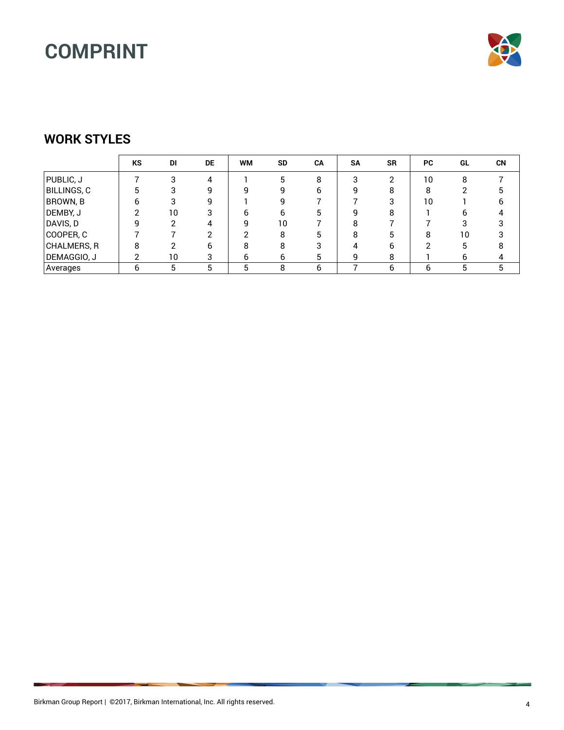# COMPRINT

## WORK STYLES

| | KS | DI | DE | WM | SD | CA | SA | SR | PC | GL | CN |
|---|---|---|---|---|---|---|---|---|---|---|---|
| PUBLIC, J | 7 | 3 | 4 | 1 | 5 | 8 | 3 | 2 | 10 | 8 | 7 |
| BILLINGS, C | 5 | 3 | 9 | 9 | 9 | 6 | 9 | 8 | 8 | 2 | 5 |
| BROWN, B | 6 | 3 | 9 | 1 | 9 | 7 | 7 | 3 | 10 | 1 | 6 |
| DEMBY, J | 2 | 10 | 3 | 6 | 6 | 5 | 9 | 8 | 1 | 6 | 4 |
| DAVIS, D | 9 | 2 | 4 | 9 | 10 | 7 | 8 | 7 | 7 | 3 | 3 |
| COOPER, C | 7 | 7 | 2 | 2 | 8 | 5 | 8 | 5 | 8 | 10 | 3 |
| CHALMERS, R | 8 | 2 | 6 | 8 | 8 | 3 | 4 | 6 | 2 | 5 | 8 |
| DEMAGGIO, J | 2 | 10 | 3 | 6 | 6 | 5 | 9 | 8 | 1 | 6 | 4 |
| Averages | 6 | 5 | 5 | 5 | 8 | 6 | 7 | 6 | 6 | 5 | 5 |

Birkman Group Report | ©2017, Birkman International, Inc. All rights reserved.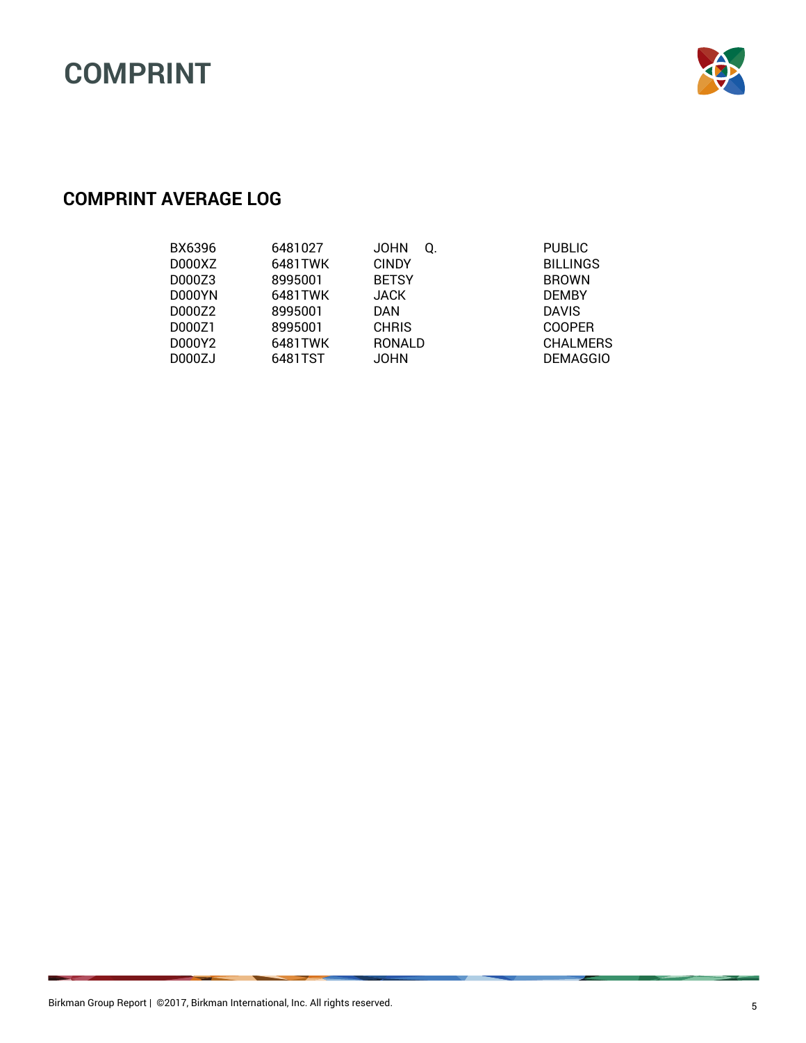# COMPRINT

## COMPRINT AVERAGE LOG

| | | | | |
|---|---|---|---|---|
| BX6396 | 6481027 | JOHN | Q. | PUBLIC |
| D000XZ | 6481TWK | CINDY | | BILLINGS |
| D000Z3 | 8995001 | BETSY | | BROWN |
| D000YN | 6481TWK | JACK | | DEMBY |
| D000Z2 | 8995001 | DAN | | DAVIS |
| D000Z1 | 8995001 | CHRIS | | COOPER |
| D000Y2 | 6481TWK | RONALD | | CHALMERS |
| D000ZJ | 6481TST | JOHN | | DEMAGGIO |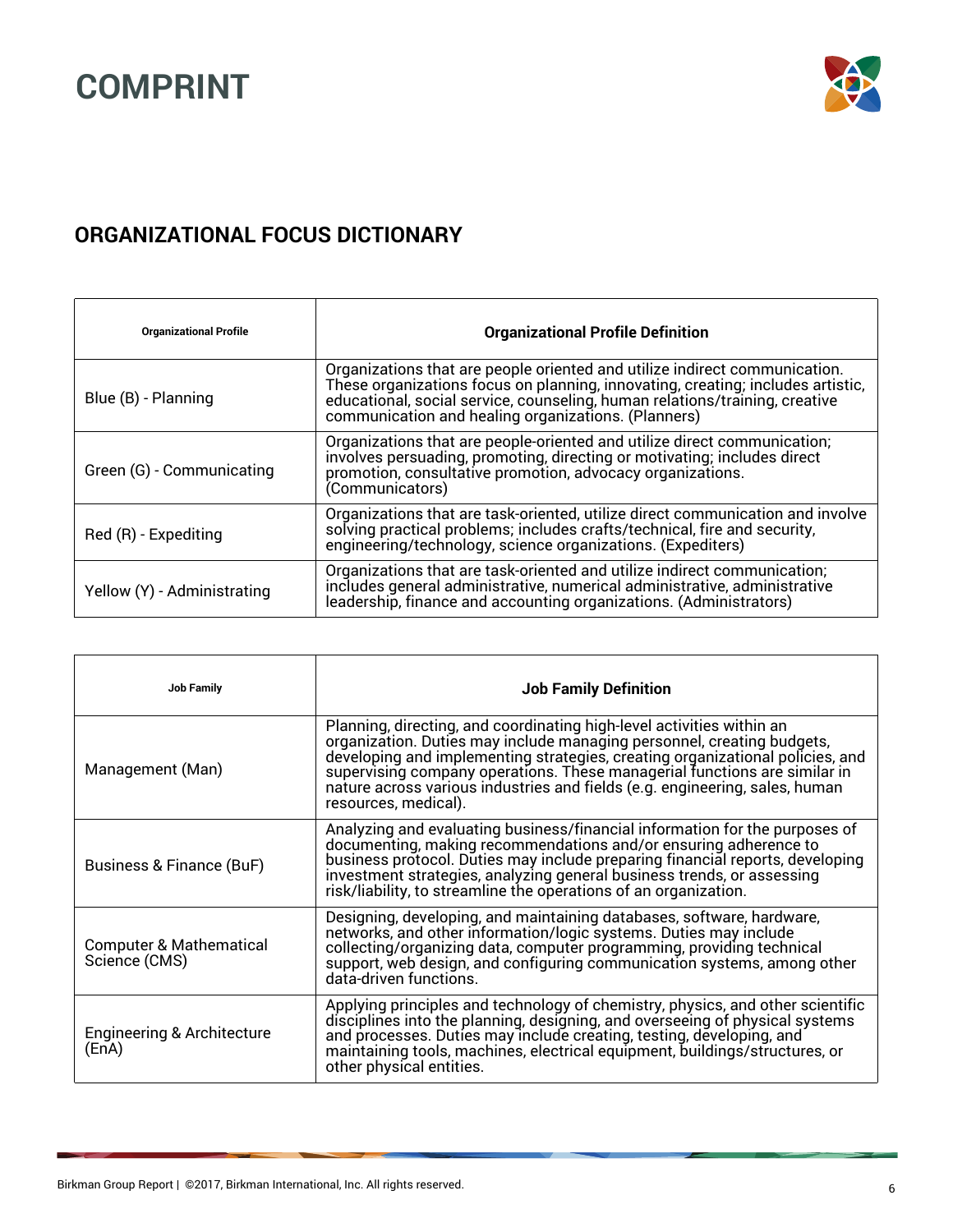# COMPRINT

## ORGANIZATIONAL FOCUS DICTIONARY

| Organizational Profile | Organizational Profile Definition |
| --- | --- |
| Blue (B) - Planning | Organizations that are people oriented and utilize indirect communication. These organizations focus on planning, innovating, creating; includes artistic, educational, social service, counseling, human relations/training, creative communication and healing organizations. (Planners) |
| Green (G) - Communicating | Organizations that are people-oriented and utilize direct communication; involves persuading, promoting, directing or motivating; includes direct promotion, consultative promotion, advocacy organizations. (Communicators) |
| Red (R) - Expediting | Organizations that are task-oriented, utilize direct communication and involve solving practical problems; includes crafts/technical, fire and security, engineering/technology, science organizations. (Expediters) |
| Yellow (Y) - Administrating | Organizations that are task-oriented and utilize indirect communication; includes general administrative, numerical administrative, administrative leadership, finance and accounting organizations. (Administrators) |

| Job Family | Job Family Definition |
| --- | --- |
| Management (Man) | Planning, directing, and coordinating high-level activities within an organization. Duties may include managing personnel, creating budgets, developing and implementing strategies, creating organizational policies, and supervising company operations. These managerial functions are similar in nature across various industries and fields (e.g. engineering, sales, human resources, medical). |
| Business & Finance (BuF) | Analyzing and evaluating business/financial information for the purposes of documenting, making recommendations and/or ensuring adherence to business protocol. Duties may include preparing financial reports, developing investment strategies, analyzing general business trends, or assessing risk/liability, to streamline the operations of an organization. |
| Computer & Mathematical Science (CMS) | Designing, developing, and maintaining databases, software, hardware, networks, and other information/logic systems. Duties may include collecting/organizing data, computer programming, providing technical support, web design, and configuring communication systems, among other data-driven functions. |
| Engineering & Architecture (EnA) | Applying principles and technology of chemistry, physics, and other scientific disciplines into the planning, designing, and overseeing of physical systems and processes. Duties may include creating, testing, developing, and maintaining tools, machines, electrical equipment, buildings/structures, or other physical entities. |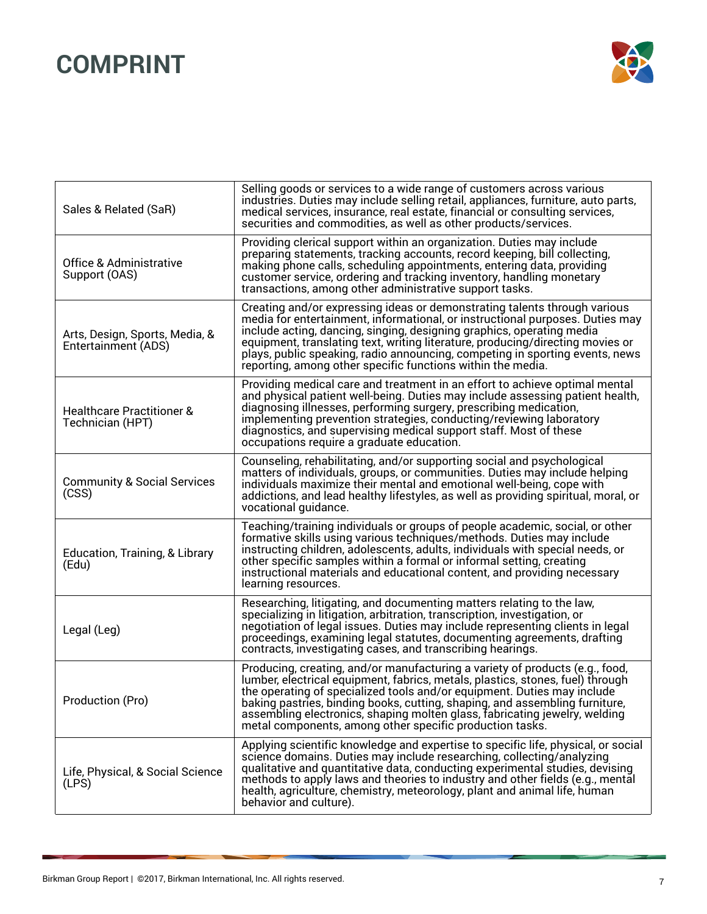# COMPRINT

| | |
|---|---|
| Sales & Related (SaR) | Selling goods or services to a wide range of customers across various industries. Duties may include selling retail, appliances, furniture, auto parts, medical services, insurance, real estate, financial or consulting services, securities and commodities, as well as other products/services. |
| Office & Administrative Support (OAS) | Providing clerical support within an organization. Duties may include preparing statements, tracking accounts, record keeping, bill collecting, making phone calls, scheduling appointments, entering data, providing customer service, ordering and tracking inventory, handling monetary transactions, among other administrative support tasks. |
| Arts, Design, Sports, Media, & Entertainment (ADS) | Creating and/or expressing ideas or demonstrating talents through various media for entertainment, informational, or instructional purposes. Duties may include acting, dancing, singing, designing graphics, operating media equipment, translating text, writing literature, producing/directing movies or plays, public speaking, radio announcing, competing in sporting events, news reporting, among other specific functions within the media. |
| Healthcare Practitioner & Technician (HPT) | Providing medical care and treatment in an effort to achieve optimal mental and physical patient well-being. Duties may include assessing patient health, diagnosing illnesses, performing surgery, prescribing medication, implementing prevention strategies, conducting/reviewing laboratory diagnostics, and supervising medical support staff. Most of these occupations require a graduate education. |
| Community & Social Services (CSS) | Counseling, rehabilitating, and/or supporting social and psychological matters of individuals, groups, or communities. Duties may include helping individuals maximize their mental and emotional well-being, cope with addictions, and lead healthy lifestyles, as well as providing spiritual, moral, or vocational guidance. |
| Education, Training, & Library (Edu) | Teaching/training individuals or groups of people academic, social, or other formative skills using various techniques/methods. Duties may include instructing children, adolescents, adults, individuals with special needs, or other specific samples within a formal or informal setting, creating instructional materials and educational content, and providing necessary learning resources. |
| Legal (Leg) | Researching, litigating, and documenting matters relating to the law, specializing in litigation, arbitration, transcription, investigation, or negotiation of legal issues. Duties may include representing clients in legal proceedings, examining legal statutes, documenting agreements, drafting contracts, investigating cases, and transcribing hearings. |
| Production (Pro) | Producing, creating, and/or manufacturing a variety of products (e.g., food, lumber, electrical equipment, fabrics, metals, plastics, stones, fuel) through the operating of specialized tools and/or equipment. Duties may include baking pastries, binding books, cutting, shaping, and assembling furniture, assembling electronics, shaping molten glass, fabricating jewelry, welding metal components, among other specific production tasks. |
| Life, Physical, & Social Science (LPS) | Applying scientific knowledge and expertise to specific life, physical, or social science domains. Duties may include researching, collecting/analyzing qualitative and quantitative data, conducting experimental studies, devising methods to apply laws and theories to industry and other fields (e.g., mental health, agriculture, chemistry, meteorology, plant and animal life, human behavior and culture). |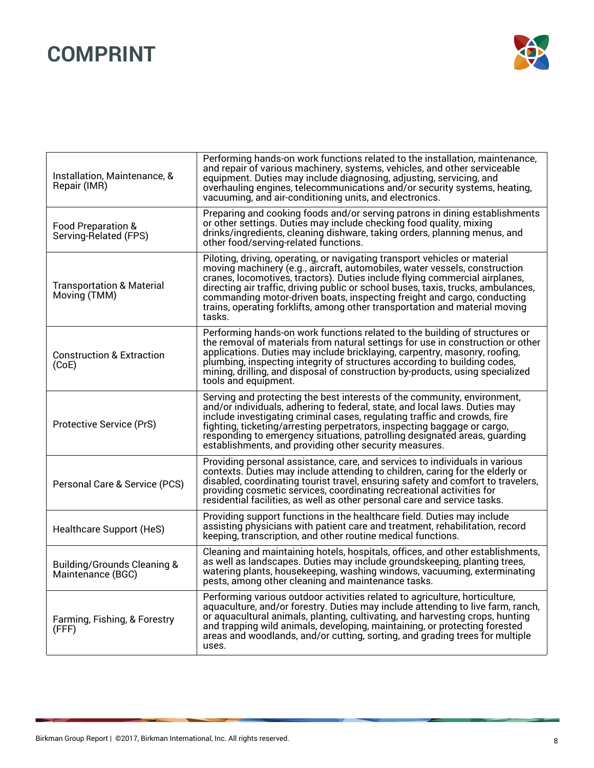# COMPRINT

| | |
|---|---|
| Installation, Maintenance, & Repair (IMR) | Performing hands-on work functions related to the installation, maintenance, and repair of various machinery, systems, vehicles, and other serviceable equipment. Duties may include diagnosing, adjusting, servicing, and overhauling engines, telecommunications and/or security systems, heating, vacuuming, and air-conditioning units, and electronics. |
| Food Preparation & Serving-Related (FPS) | Preparing and cooking foods and/or serving patrons in dining establishments or other settings. Duties may include checking food quality, mixing drinks/ingredients, cleaning dishware, taking orders, planning menus, and other food/serving-related functions. |
| Transportation & Material Moving (TMM) | Piloting, driving, operating, or navigating transport vehicles or material moving machinery (e.g., aircraft, automobiles, water vessels, construction cranes, locomotives, tractors). Duties include flying commercial airplanes, directing air traffic, driving public or school buses, taxis, trucks, ambulances, commanding motor-driven boats, inspecting freight and cargo, conducting trains, operating forklifts, among other transportation and material moving tasks. |
| Construction & Extraction (CoE) | Performing hands-on work functions related to the building of structures or the removal of materials from natural settings for use in construction or other applications. Duties may include bricklaying, carpentry, masonry, roofing, plumbing, inspecting integrity of structures according to building codes, mining, drilling, and disposal of construction by-products, using specialized tools and equipment. |
| Protective Service (PrS) | Serving and protecting the best interests of the community, environment, and/or individuals, adhering to federal, state, and local laws. Duties may include investigating criminal cases, regulating traffic and crowds, fire fighting, ticketing/arresting perpetrators, inspecting baggage or cargo, responding to emergency situations, patrolling designated areas, guarding establishments, and providing other security measures. |
| Personal Care & Service (PCS) | Providing personal assistance, care, and services to individuals in various contexts. Duties may include attending to children, caring for the elderly or disabled, coordinating tourist travel, ensuring safety and comfort to travelers, providing cosmetic services, coordinating recreational activities for residential facilities, as well as other personal care and service tasks. |
| Healthcare Support (HeS) | Providing support functions in the healthcare field. Duties may include assisting physicians with patient care and treatment, rehabilitation, record keeping, transcription, and other routine medical functions. |
| Building/Grounds Cleaning & Maintenance (BGC) | Cleaning and maintaining hotels, hospitals, offices, and other establishments, as well as landscapes. Duties may include groundskeeping, planting trees, watering plants, housekeeping, washing windows, vacuuming, exterminating pests, among other cleaning and maintenance tasks. |
| Farming, Fishing, & Forestry (FFF) | Performing various outdoor activities related to agriculture, horticulture, aquaculture, and/or forestry. Duties may include attending to live farm, ranch, or aquacultural animals, planting, cultivating, and harvesting crops, hunting and trapping wild animals, developing, maintaining, or protecting forested areas and woodlands, and/or cutting, sorting, and grading trees for multiple uses. |